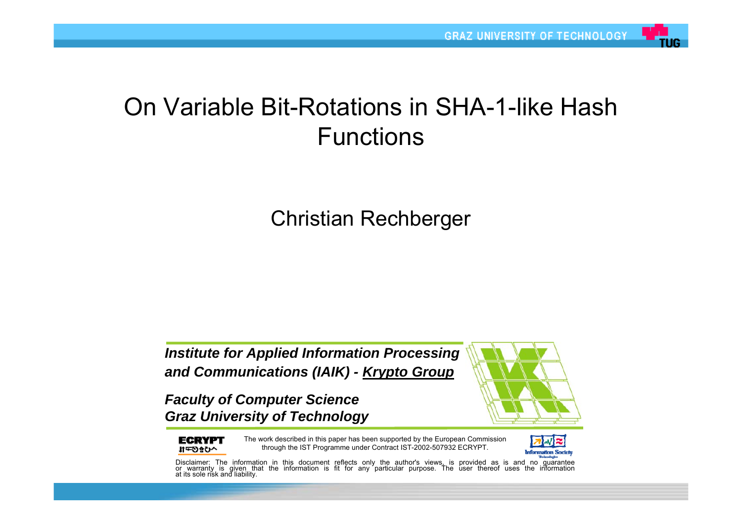# On Variable Bit-Rotations in SHA-1-like Hash Functions

Christian Rechberger

***Institute for Applied Information Processing and Communications (IAIK) - Krypto Group***

***Faculty of Computer Science***
***Graz University of Technology***

The work described in this paper has been supported by the European Commission through the IST Programme under Contract IST-2002-507932 ECRYPT.

Disclaimer: The information in this document reflects only the author's views, is provided as is and no guarantee or warranty is given that the information is fit for any particular purpose. The user thereof uses the information at its sole risk and liability.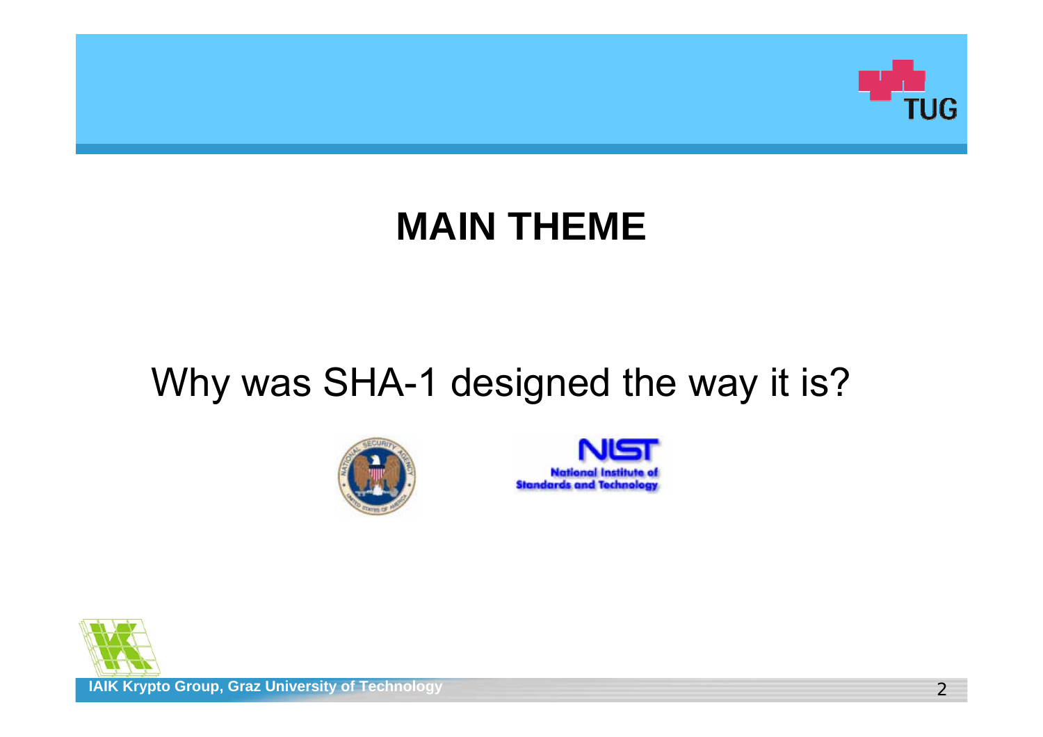# MAIN THEME

Why was SHA-1 designed the way it is?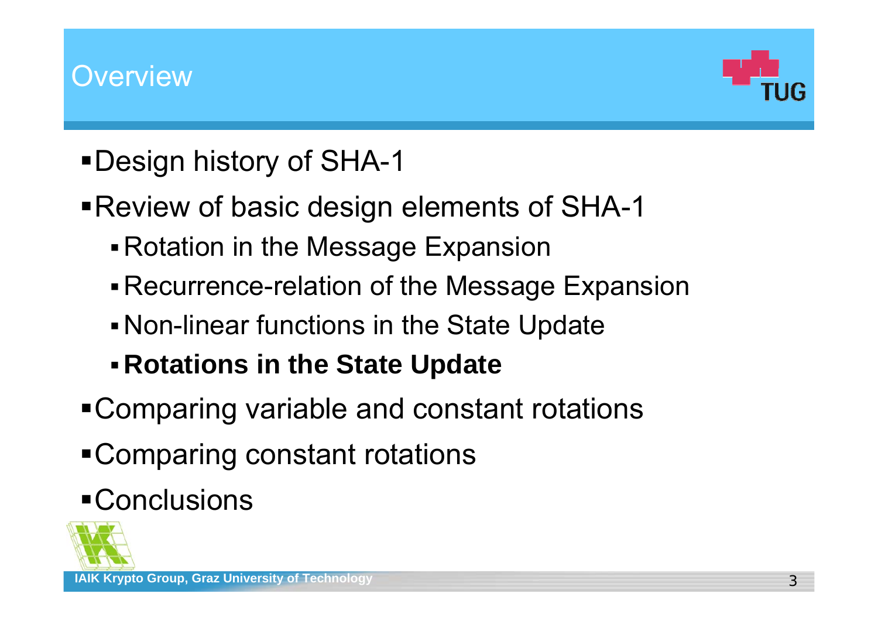# Overview

- Design history of SHA-1
- Review of basic design elements of SHA-1
  - Rotation in the Message Expansion
  - Recurrence-relation of the Message Expansion
  - Non-linear functions in the State Update
  - **Rotations in the State Update**
- Comparing variable and constant rotations
- Comparing constant rotations
- Conclusions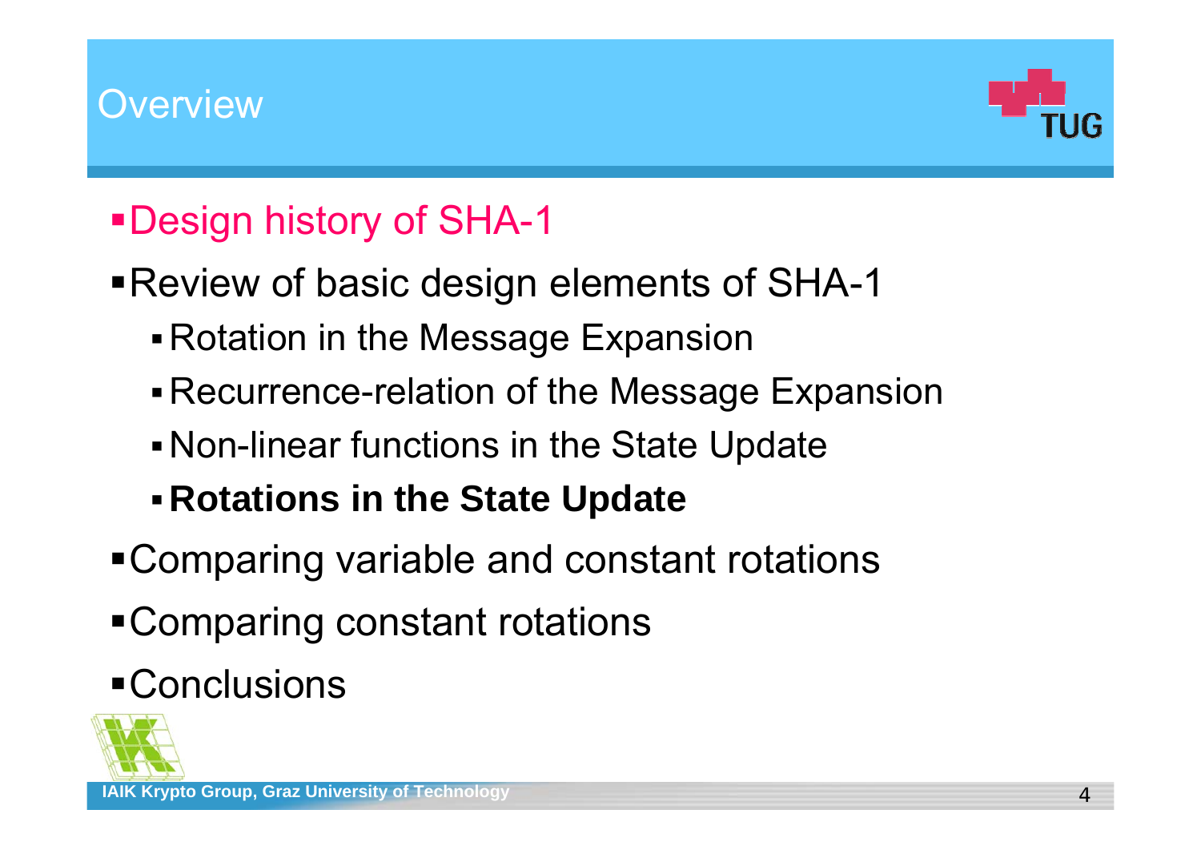# Overview

- Design history of SHA-1
- Review of basic design elements of SHA-1
  - Rotation in the Message Expansion
  - Recurrence-relation of the Message Expansion
  - Non-linear functions in the State Update
  - **Rotations in the State Update**
- Comparing variable and constant rotations
- Comparing constant rotations
- Conclusions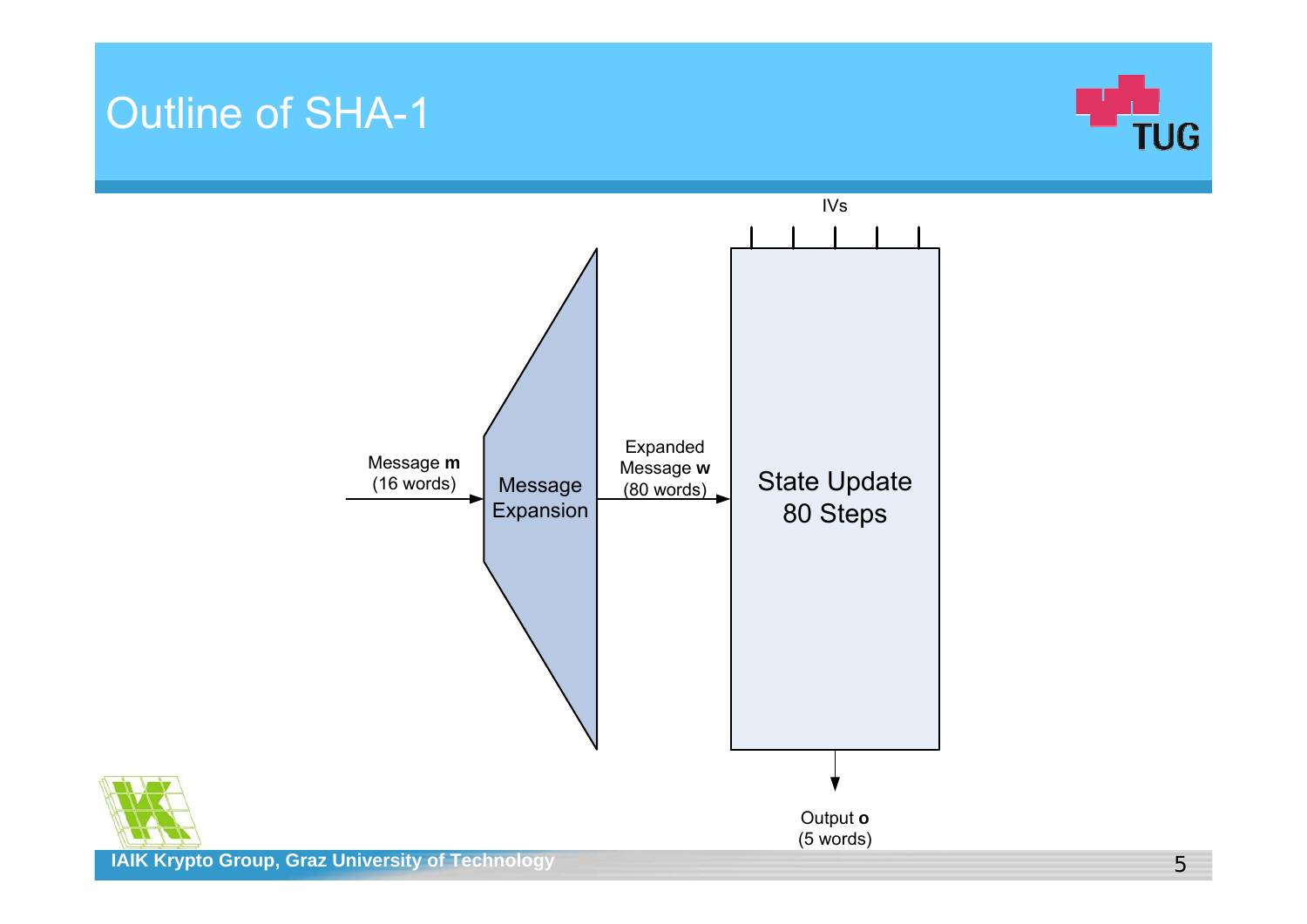# Outline of SHA-1

IVs

Message **m** (16 words)

Message Expansion

Expanded Message **w** (80 words)

State Update 80 Steps

Output **o** (5 words)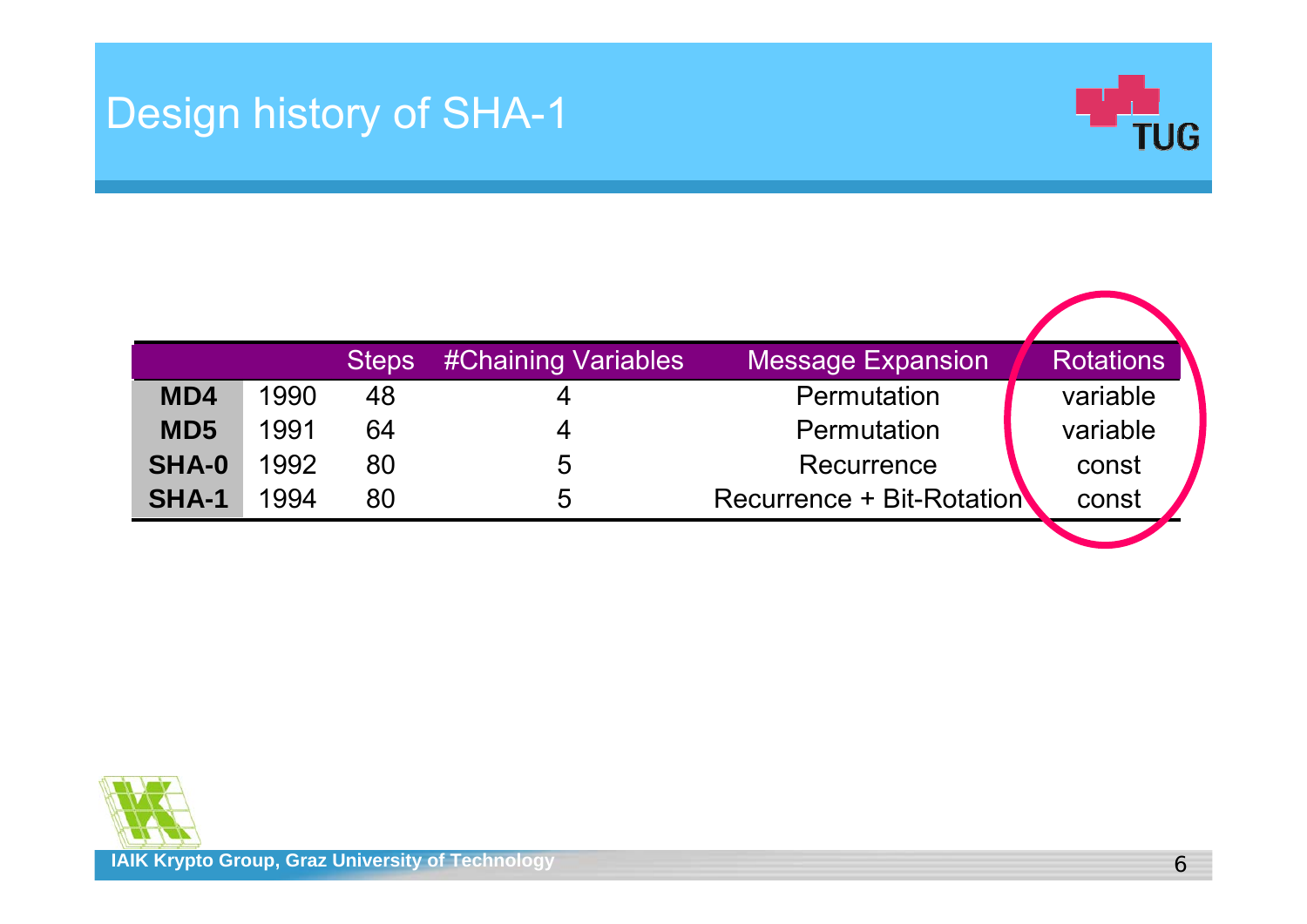# Design history of SHA-1

| | | Steps | #Chaining Variables | Message Expansion | Rotations |
|---|---|---|---|---|---|
| **MD4** | 1990 | 48 | 4 | Permutation | variable |
| **MD5** | 1991 | 64 | 4 | Permutation | variable |
| **SHA-0** | 1992 | 80 | 5 | Recurrence | const |
| **SHA-1** | 1994 | 80 | 5 | Recurrence + Bit-Rotation | const |

IAIK Krypto Group, Graz University of Technology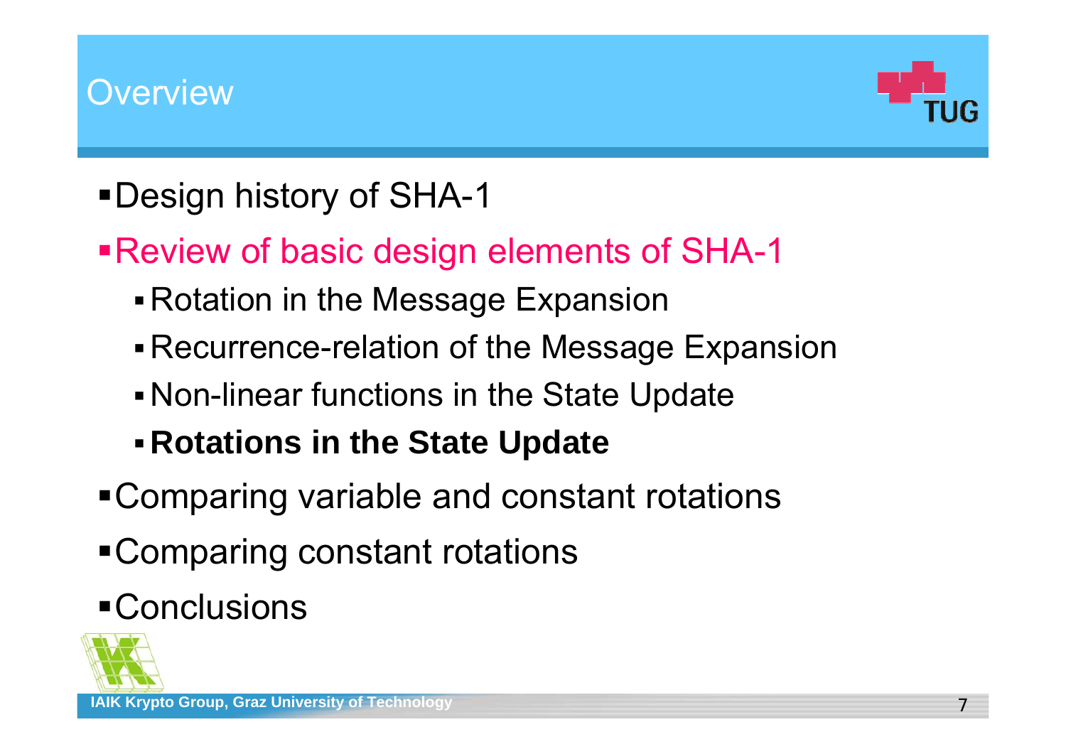# Overview

- Design history of SHA-1
- Review of basic design elements of SHA-1
  - Rotation in the Message Expansion
  - Recurrence-relation of the Message Expansion
  - Non-linear functions in the State Update
  - **Rotations in the State Update**
- Comparing variable and constant rotations
- Comparing constant rotations
- Conclusions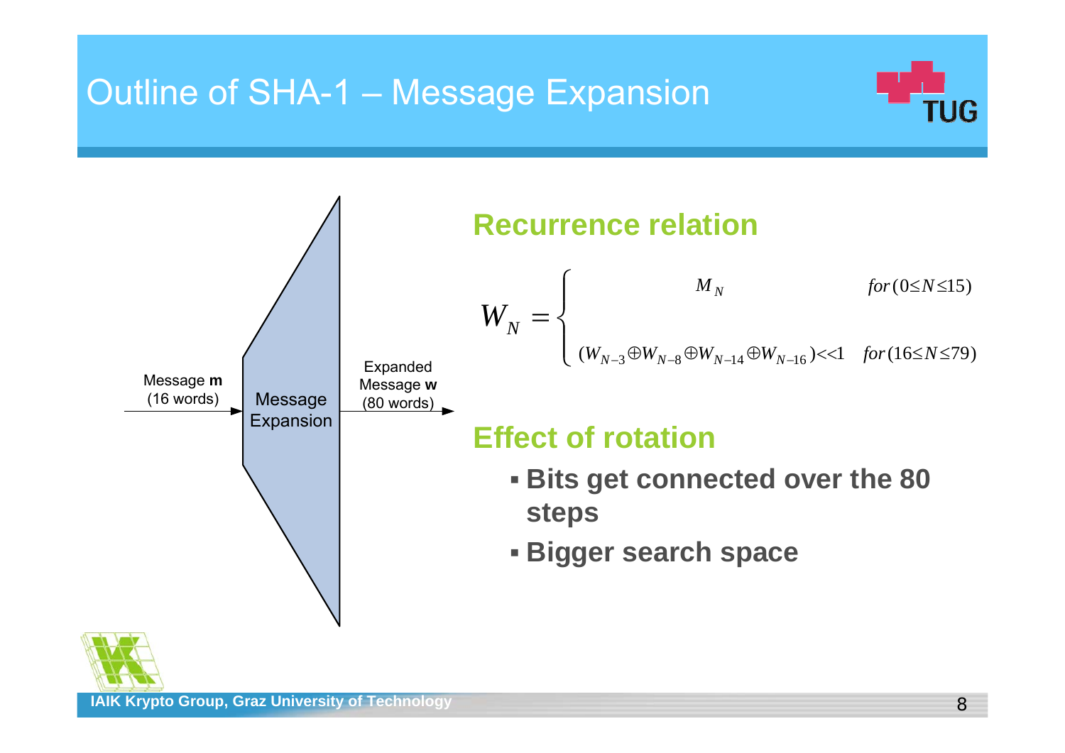# Outline of SHA-1 – Message Expansion

Message **m** (16 words) → Message Expansion → Expanded Message **w** (80 words)

## Recurrence relation

$$W_N = \begin{cases} M_N & for\,(0 \le N \le 15) \\ (W_{N-3} \oplus W_{N-8} \oplus W_{N-14} \oplus W_{N-16}) <\!\!< 1 & for\,(16 \le N \le 79) \end{cases}$$

## Effect of rotation

- **Bits get connected over the 80 steps**
- **Bigger search space**

IAIK Krypto Group, Graz University of Technology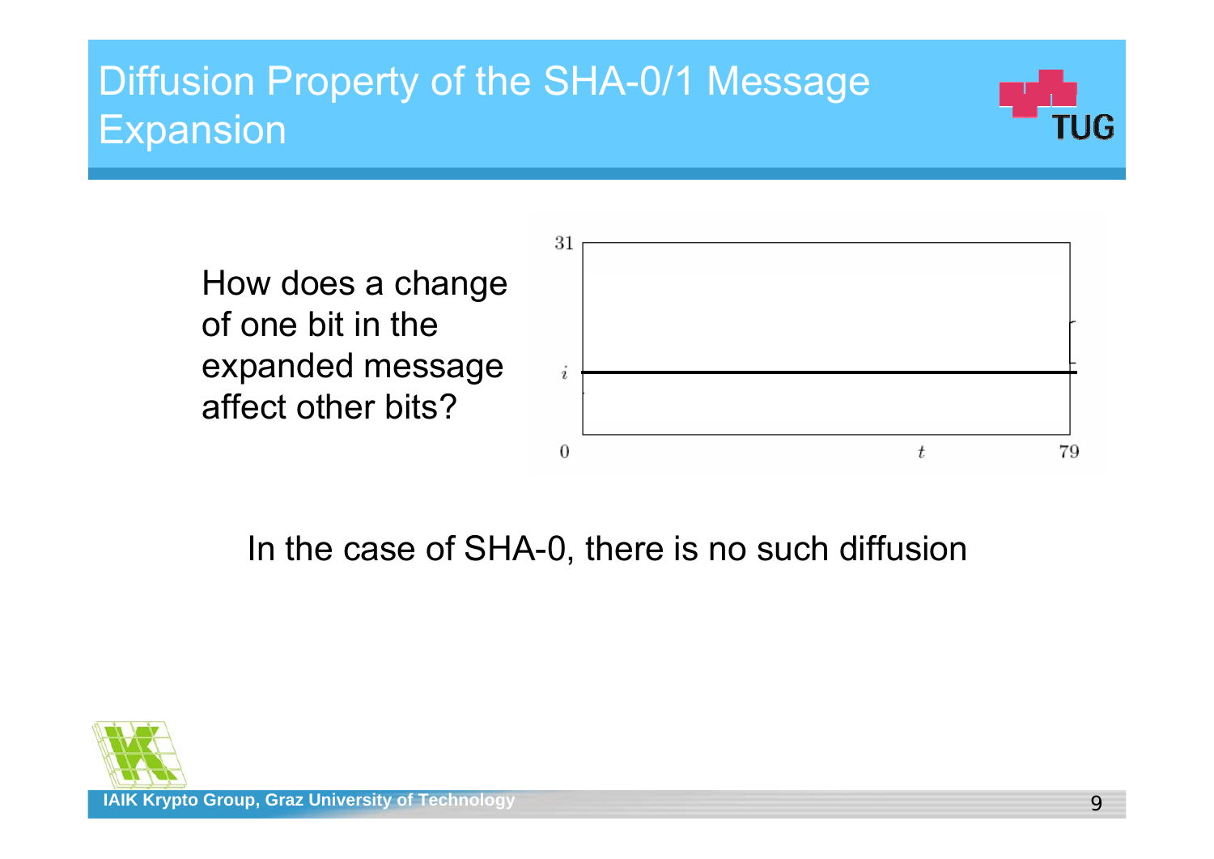# Diffusion Property of the SHA-0/1 Message Expansion

How does a change of one bit in the expanded message affect other bits?

In the case of SHA-0, there is no such diffusion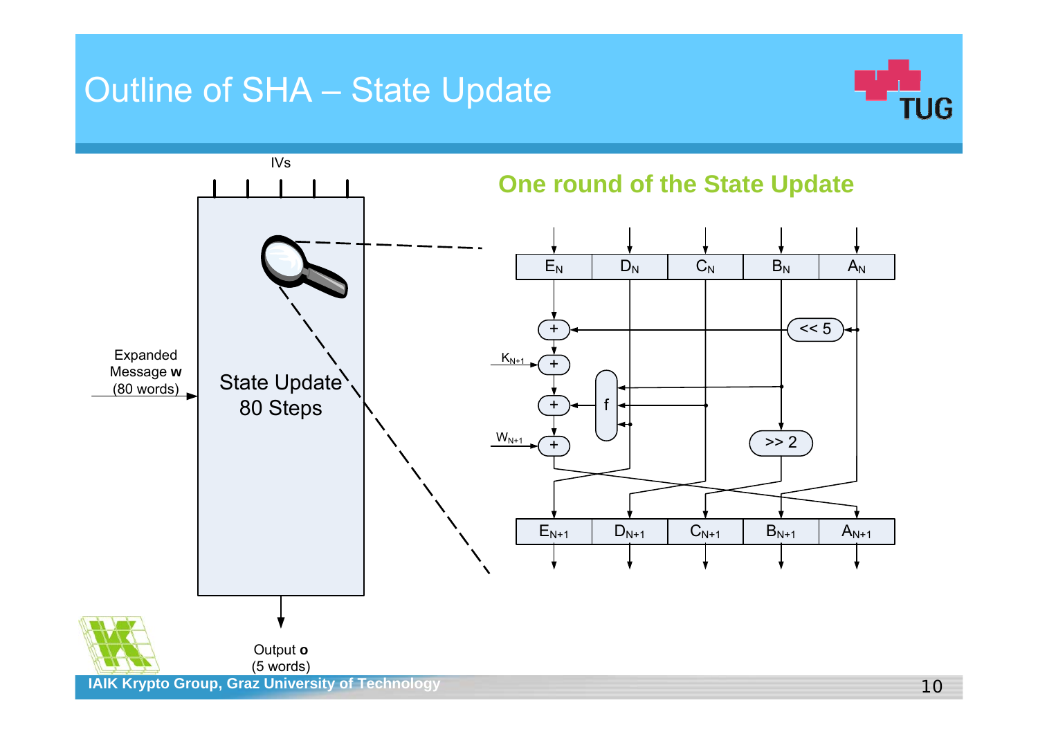# Outline of SHA – State Update

IVs

Expanded Message **w** (80 words)

State Update 80 Steps

Output **o** (5 words)

## One round of the State Update

$E_N$ $D_N$ $C_N$ $B_N$ $A_N$

$<< 5$

$K_{N+1}$

f

$W_{N+1}$

$>> 2$

$E_{N+1}$ $D_{N+1}$ $C_{N+1}$ $B_{N+1}$ $A_{N+1}$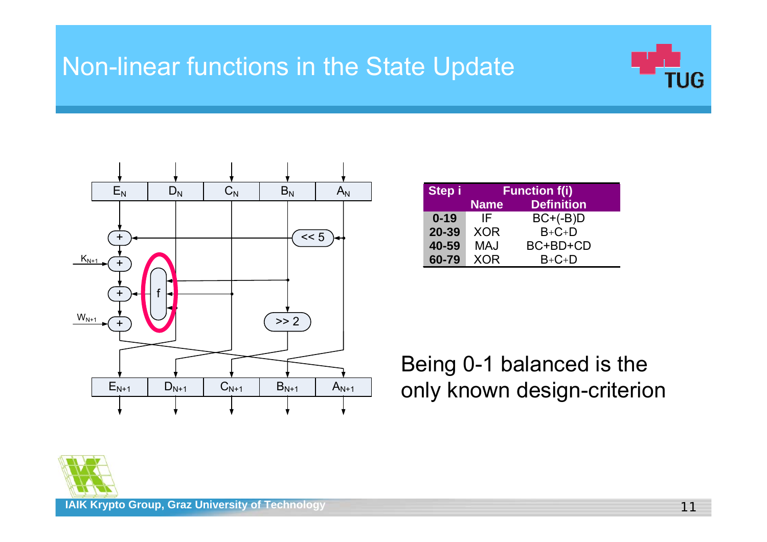# Non-linear functions in the State Update

| Step i | Function f(i) | |
|---|---|---|
| | Name | Definition |
| 0-19 | IF | BC+(-B)D |
| 20-39 | XOR | B+C+D |
| 40-59 | MAJ | BC+BD+CD |
| 60-79 | XOR | B+C+D |

Being 0-1 balanced is the only known design-criterion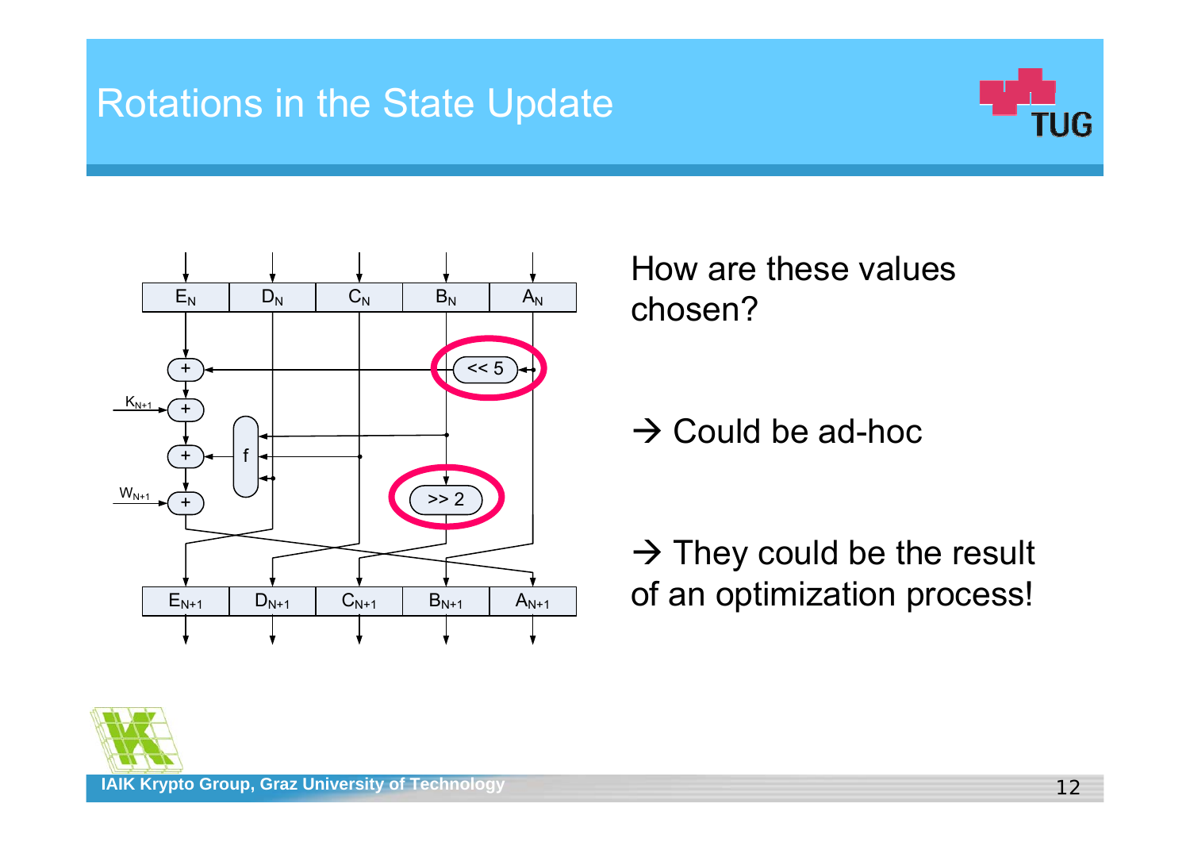# Rotations in the State Update

How are these values chosen?

→ Could be ad-hoc

→ They could be the result of an optimization process!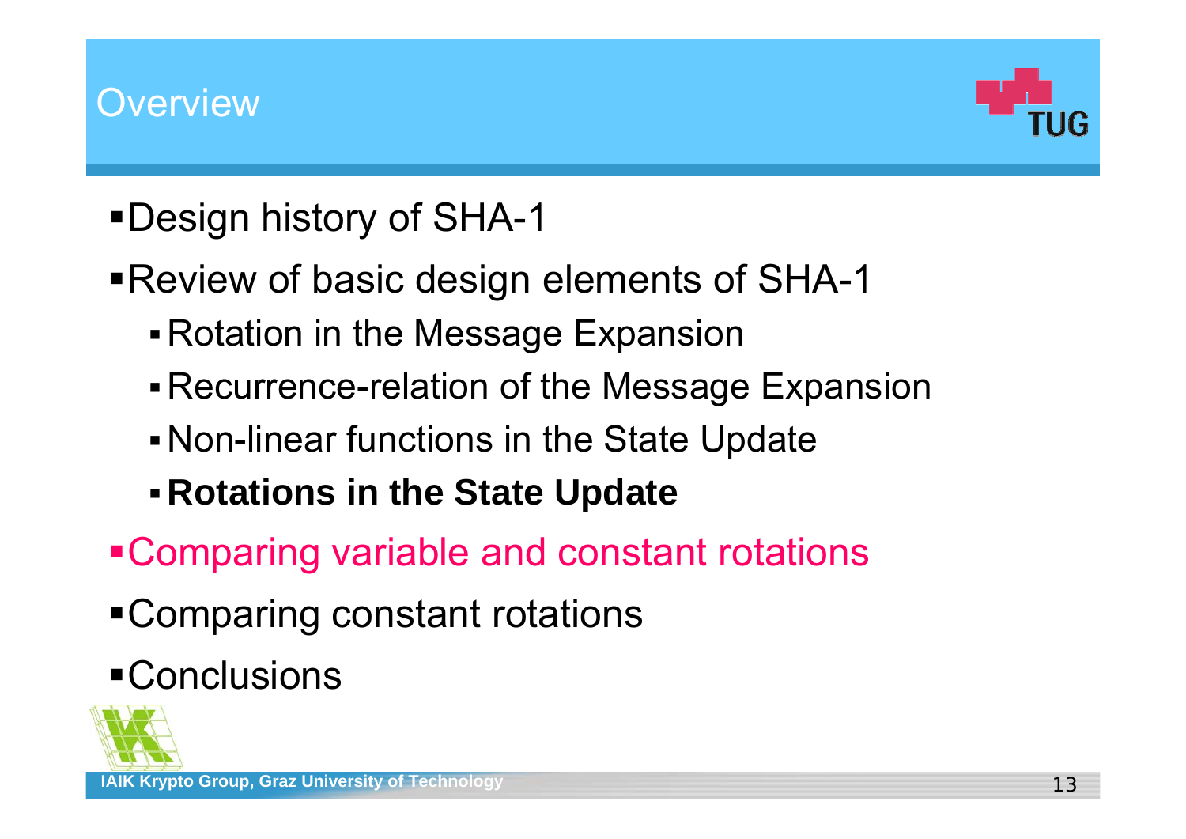# Overview

- Design history of SHA-1
- Review of basic design elements of SHA-1
  - Rotation in the Message Expansion
  - Recurrence-relation of the Message Expansion
  - Non-linear functions in the State Update
  - **Rotations in the State Update**
- Comparing variable and constant rotations
- Comparing constant rotations
- Conclusions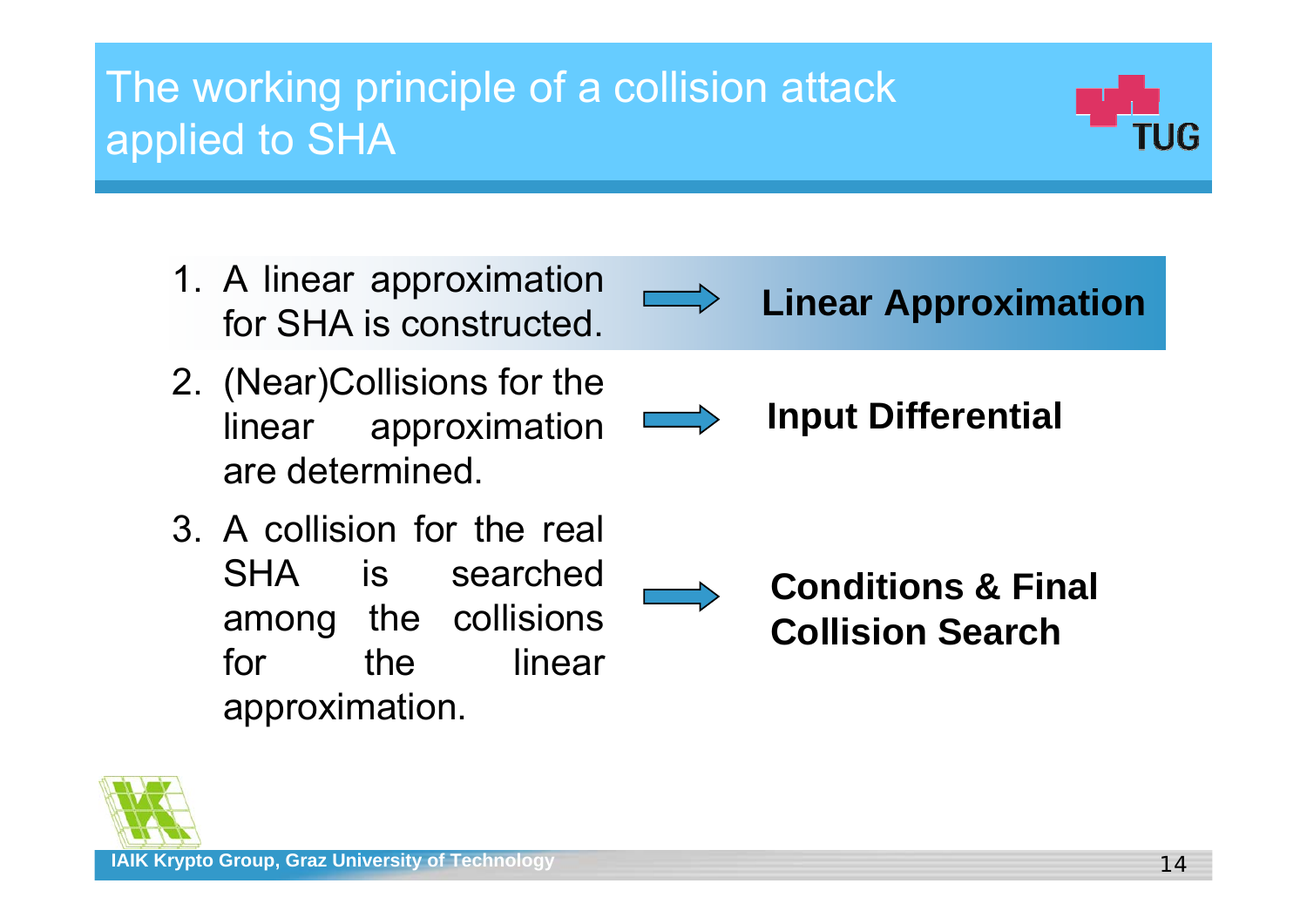# The working principle of a collision attack applied to SHA

1. A linear approximation for SHA is constructed. ⟹ **Linear Approximation**
2. (Near)Collisions for the linear approximation are determined. ⟹ **Input Differential**
3. A collision for the real SHA is searched among the collisions for the linear approximation. ⟹ **Conditions & Final Collision Search**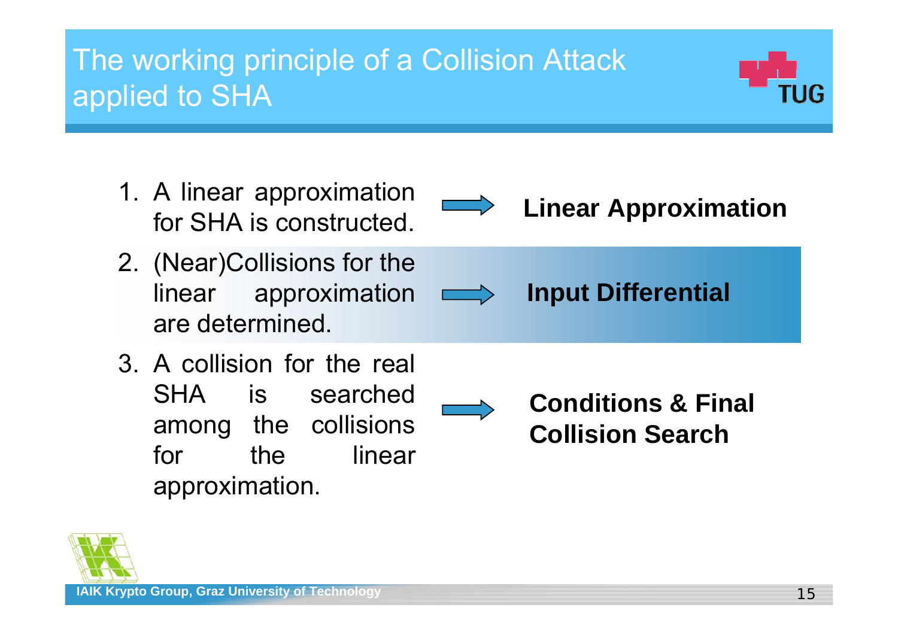# The working principle of a Collision Attack applied to SHA

1. A linear approximation for SHA is constructed. → **Linear Approximation**
2. (Near)Collisions for the linear approximation are determined. → **Input Differential**
3. A collision for the real SHA is searched among the collisions for the linear approximation. → **Conditions & Final Collision Search**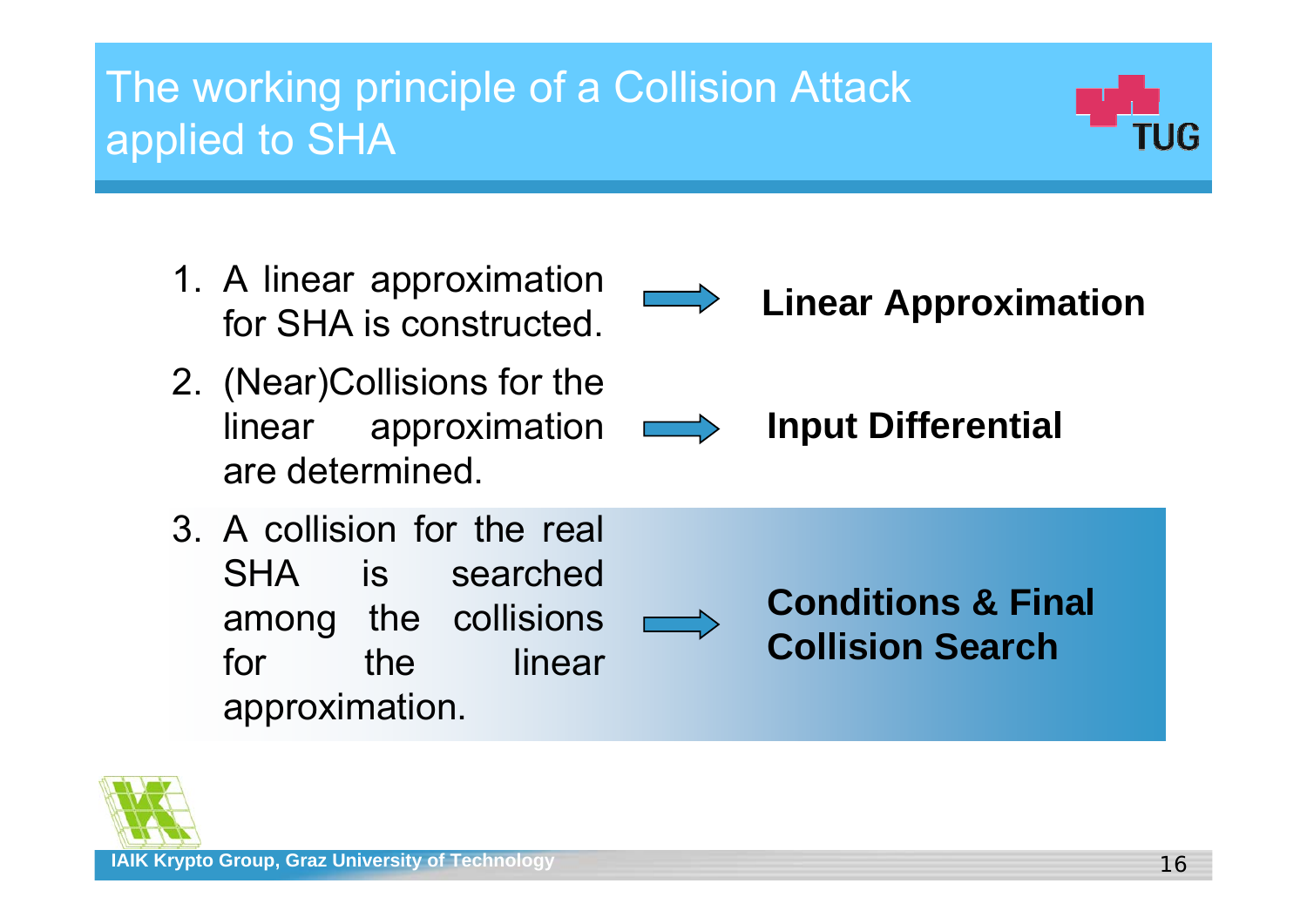# The working principle of a Collision Attack applied to SHA

1. A linear approximation for SHA is constructed. → **Linear Approximation**
2. (Near)Collisions for the linear approximation are determined. → **Input Differential**
3. A collision for the real SHA is searched among the collisions for the linear approximation. → **Conditions & Final Collision Search**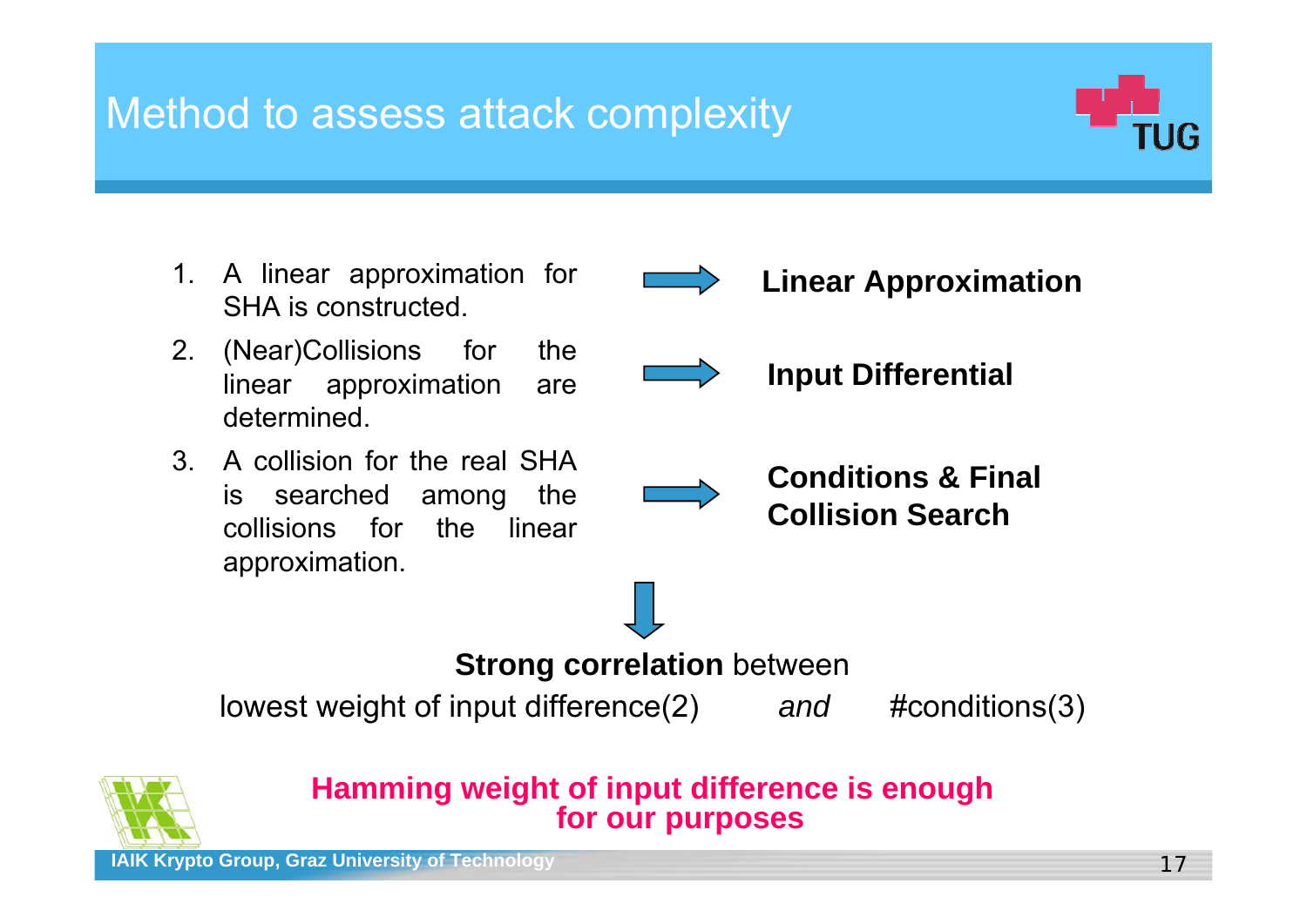# Method to assess attack complexity

1. A linear approximation for SHA is constructed. → **Linear Approximation**
2. (Near)Collisions for the linear approximation are determined. → **Input Differential**
3. A collision for the real SHA is searched among the collisions for the linear approximation. → **Conditions & Final Collision Search**

**Strong correlation** between

lowest weight of input difference(2) *and* #conditions(3)

**Hamming weight of input difference is enough for our purposes**

IAIK Krypto Group, Graz University of Technology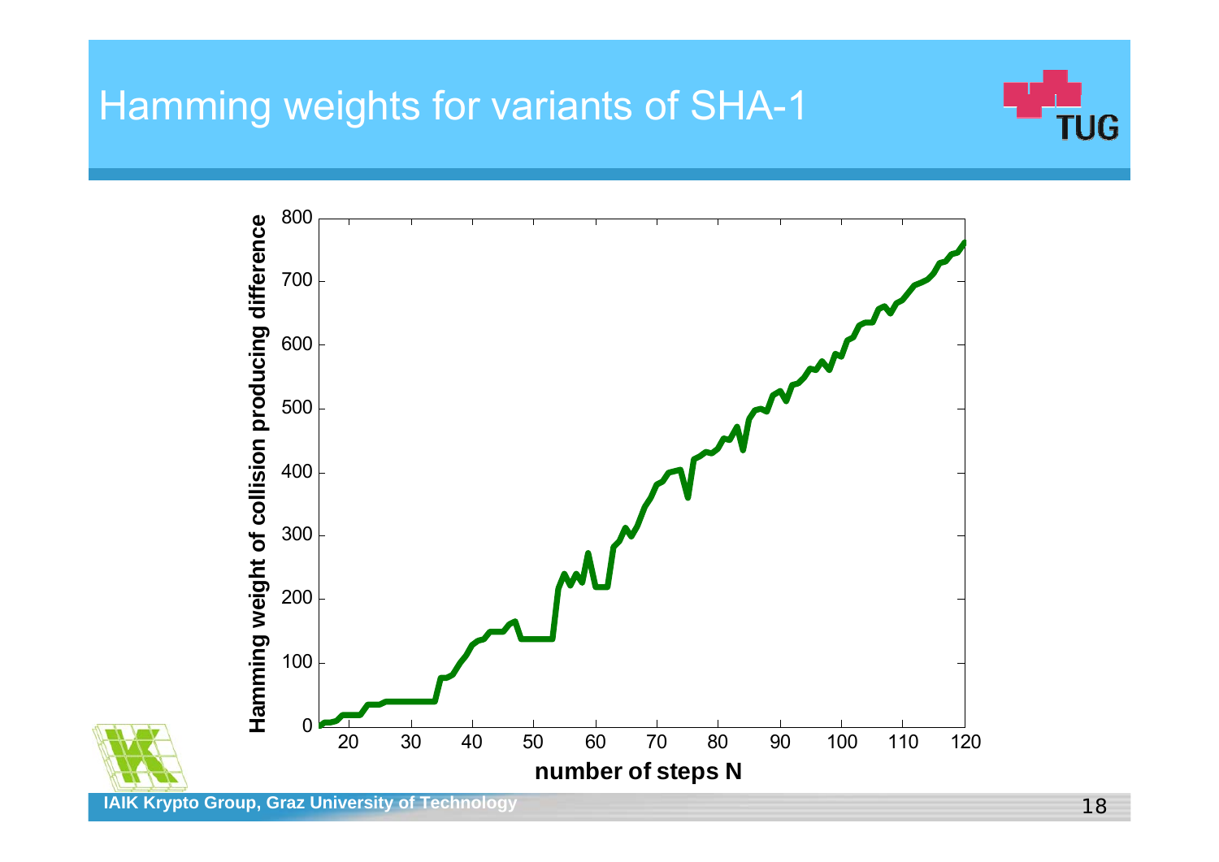# Hamming weights for variants of SHA-1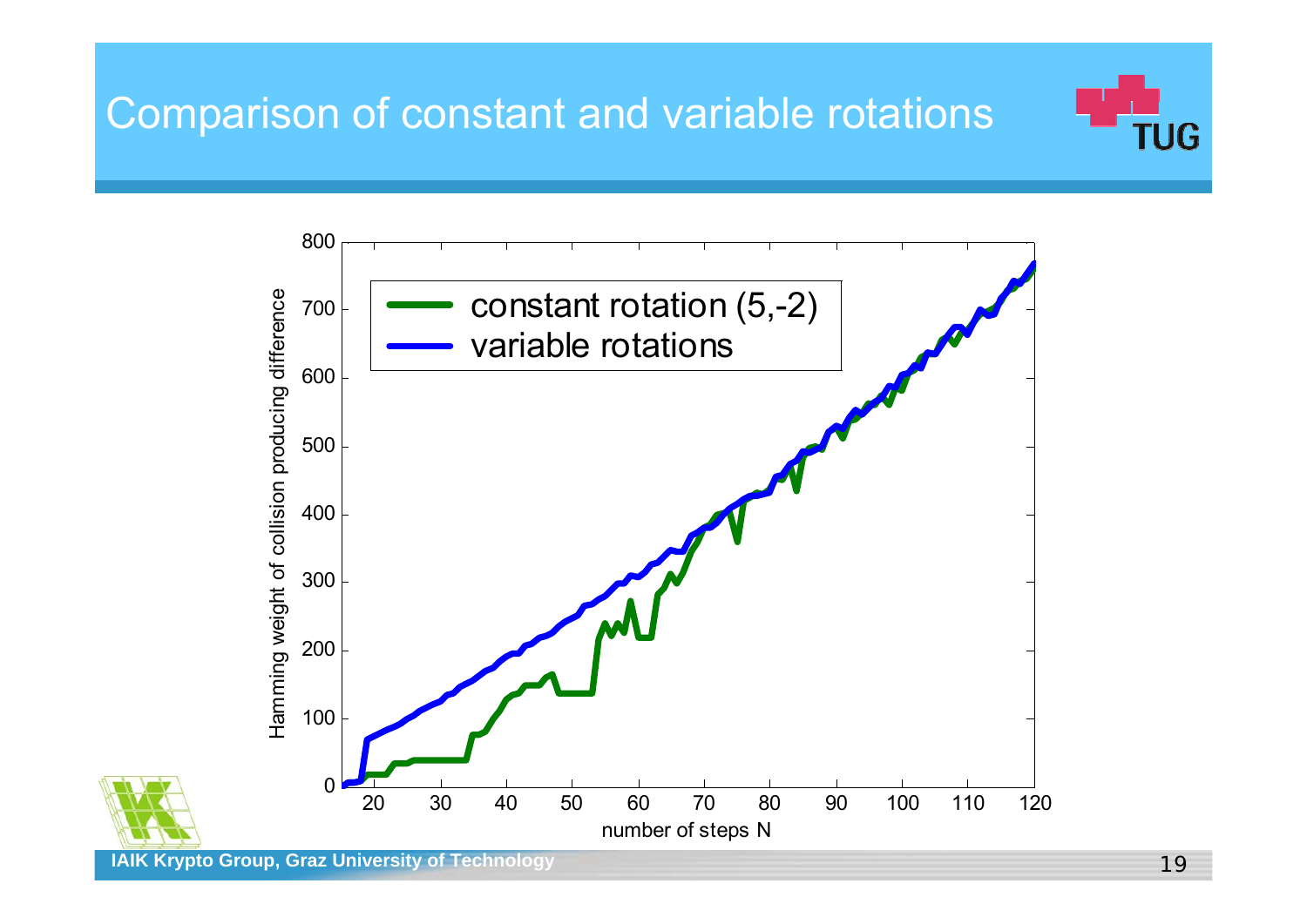# Comparison of constant and variable rotations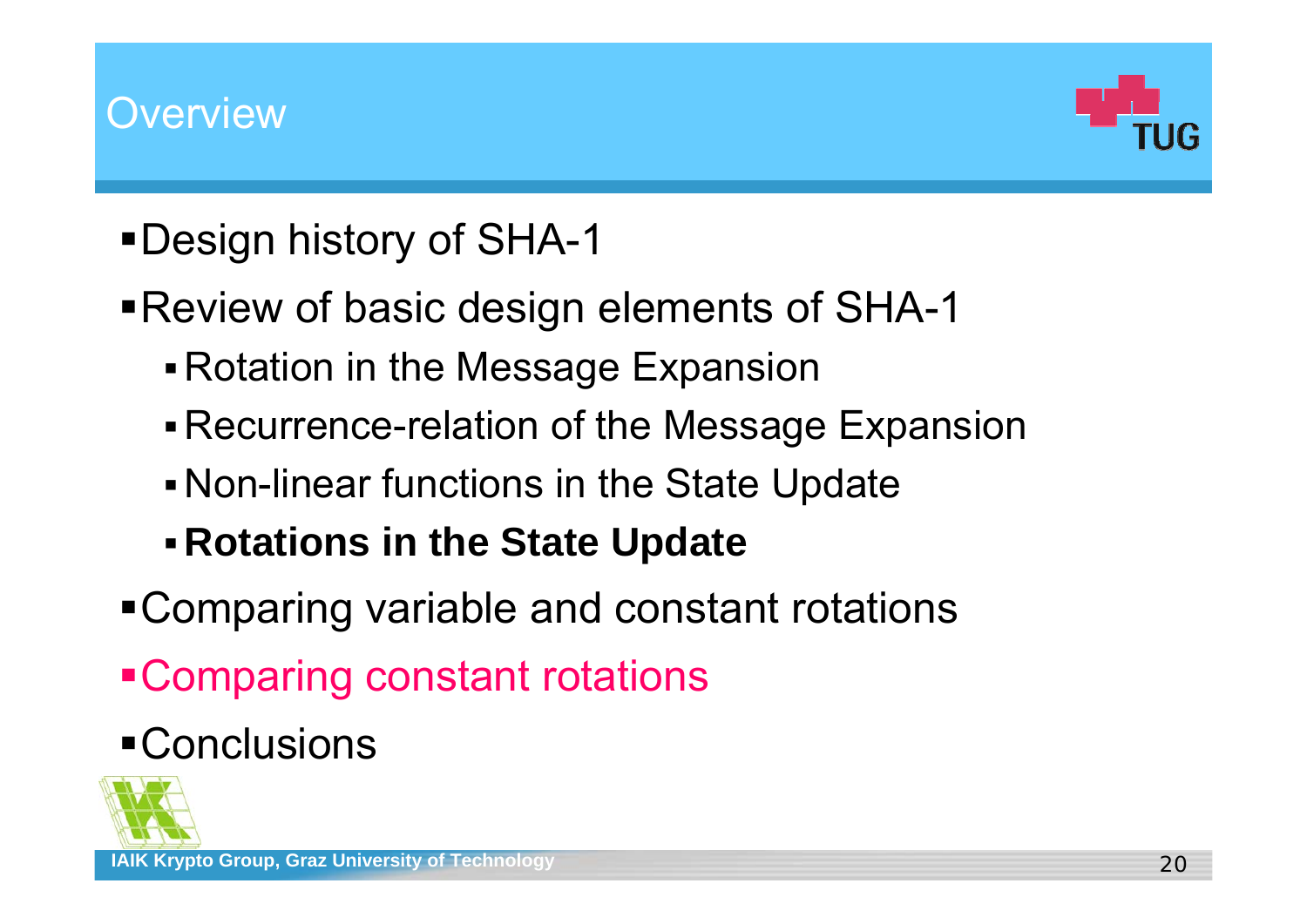# Overview

- Design history of SHA-1
- Review of basic design elements of SHA-1
  - Rotation in the Message Expansion
  - Recurrence-relation of the Message Expansion
  - Non-linear functions in the State Update
  - **Rotations in the State Update**
- Comparing variable and constant rotations
- Comparing constant rotations
- Conclusions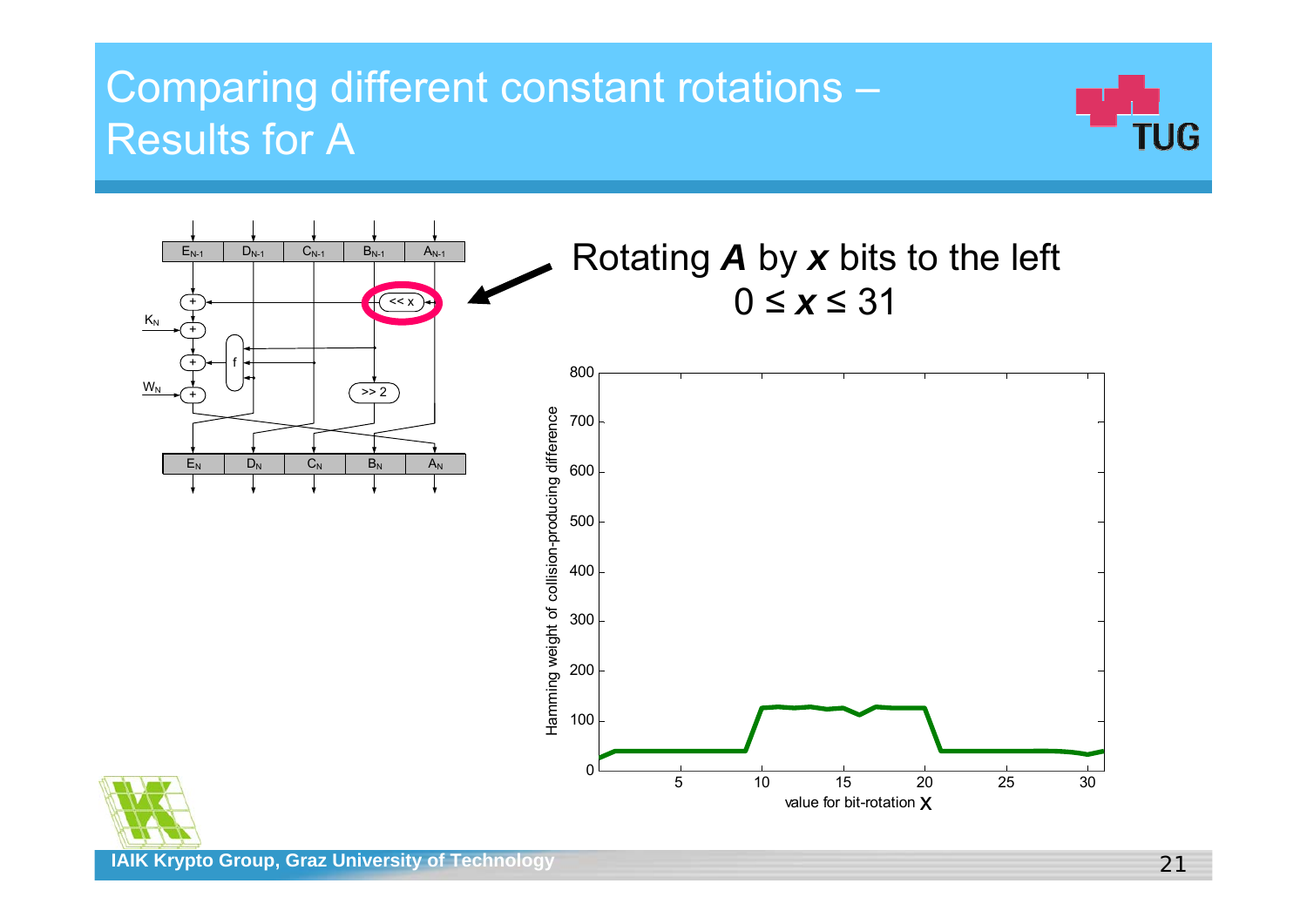# Comparing different constant rotations – Results for A

Rotating ***A*** by ***x*** bits to the left

$0 \leq x \leq 31$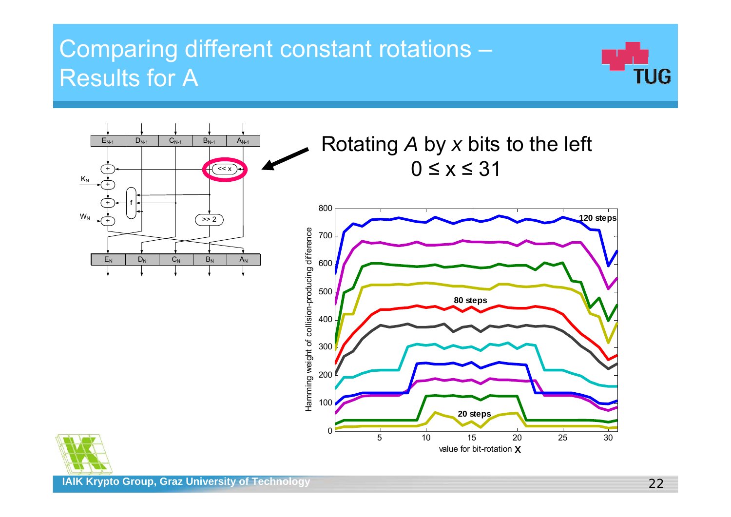# Comparing different constant rotations – Results for A

Rotating *A* by *x* bits to the left

$0 \leq x \leq 31$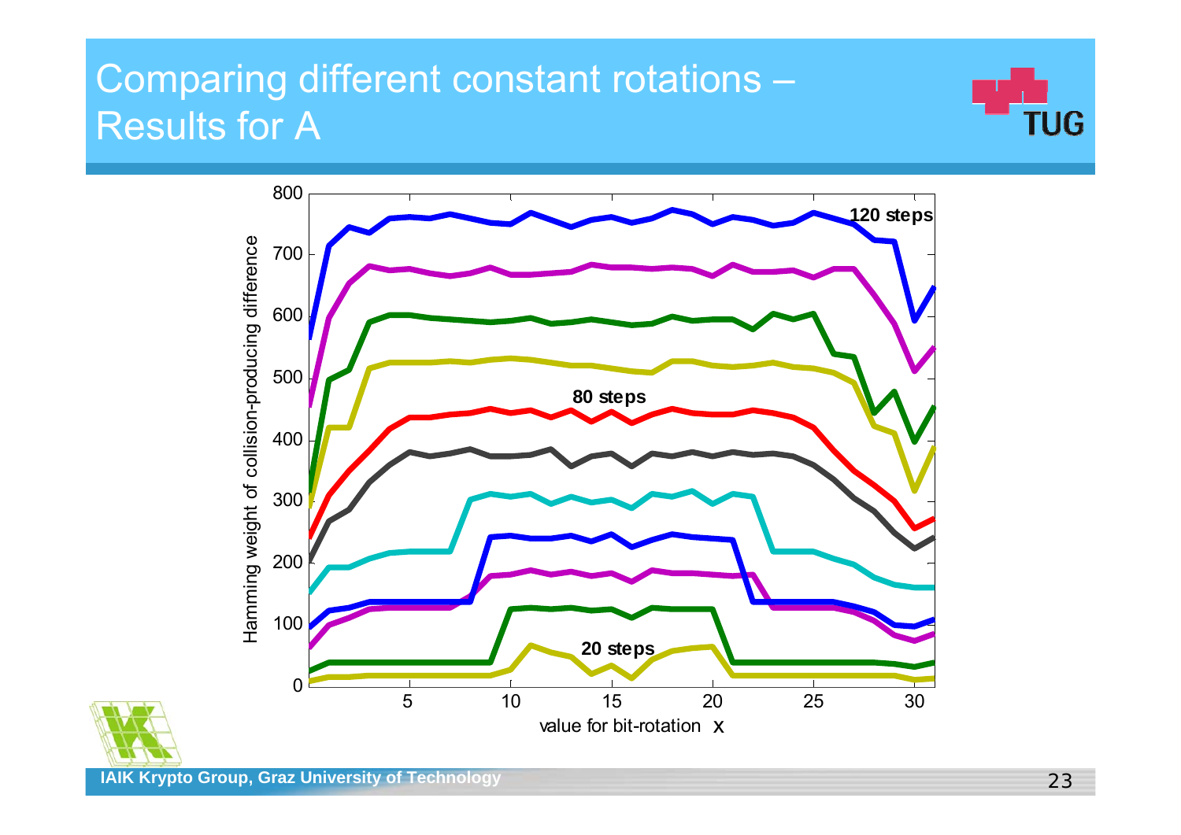# Comparing different constant rotations – Results for A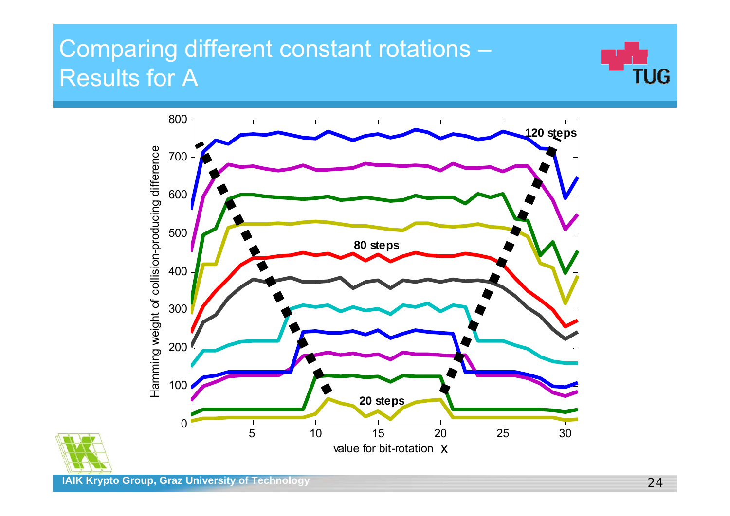# Comparing different constant rotations – Results for A

Hamming weight of collision-producing difference

value for bit-rotation x

120 steps

80 steps

20 steps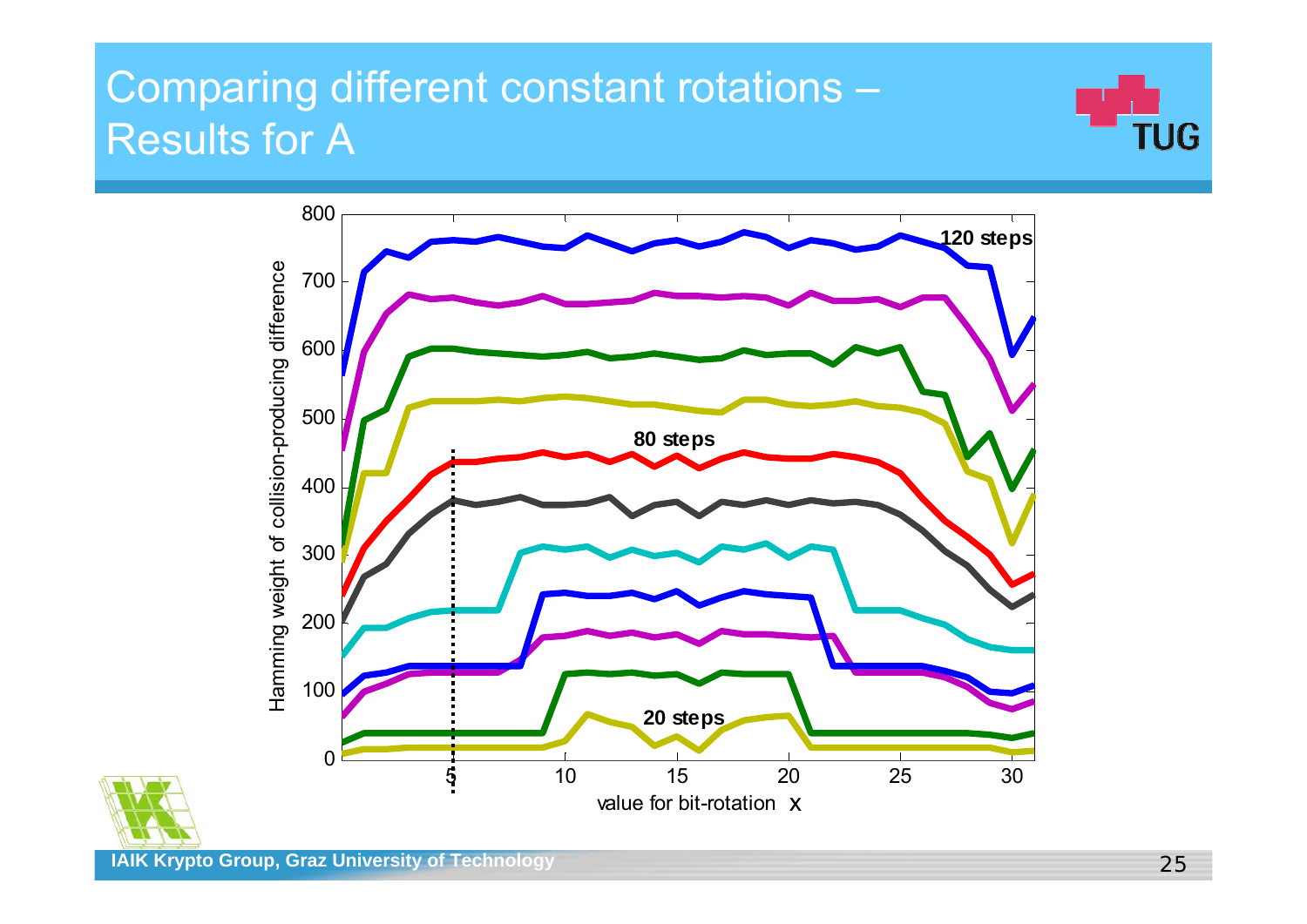# Comparing different constant rotations – Results for A

120 steps

80 steps

20 steps

Hamming weight of collision-producing difference

value for bit-rotation x

IAIK Krypto Group, Graz University of Technology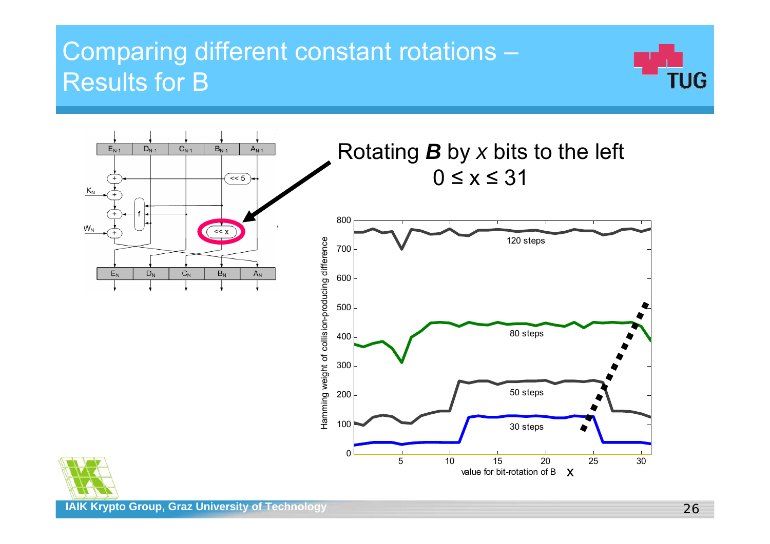# Comparing different constant rotations – Results for B

Rotating ***B*** by *x* bits to the left

$0 \leq x \leq 31$

Hamming weight of collision-producing difference vs. value for bit-rotation of B ($x$): curves for 120 steps, 80 steps, 50 steps, 30 steps.

IAIK Krypto Group, Graz University of Technology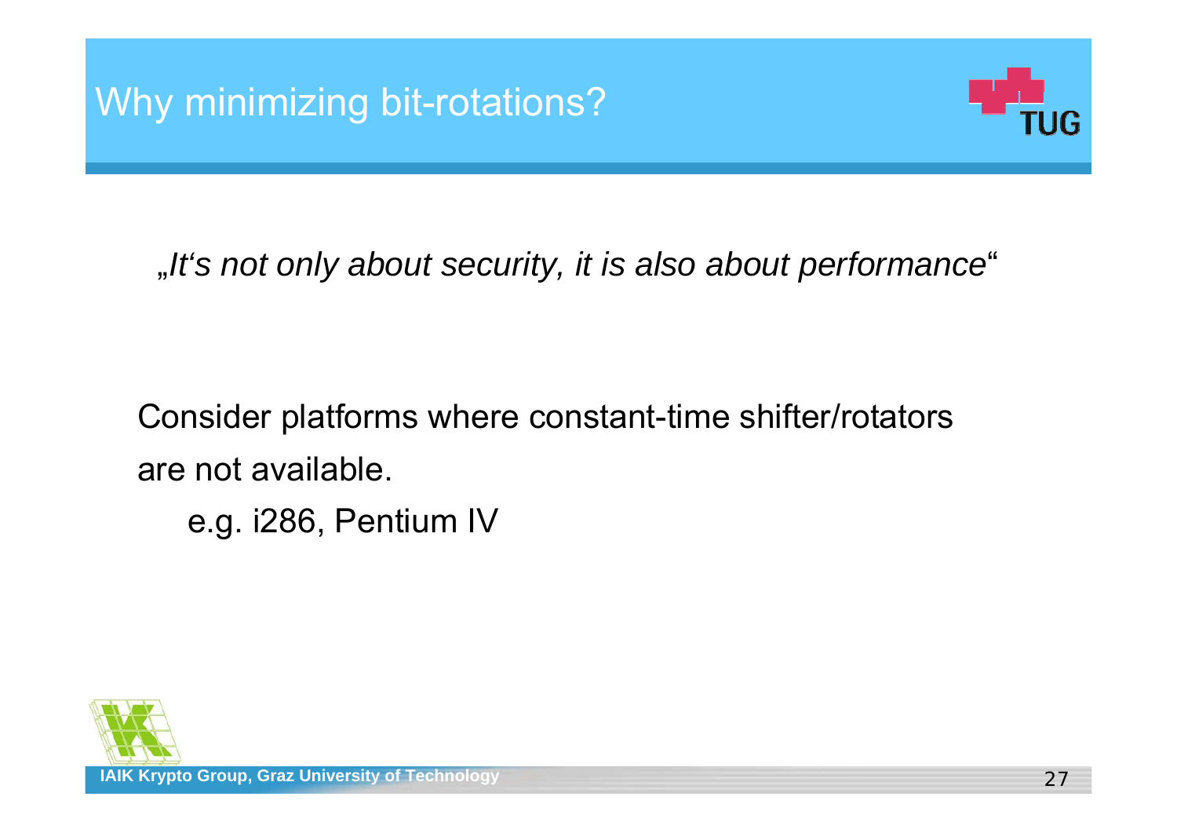# Why minimizing bit-rotations?

*„It's not only about security, it is also about performance"*

Consider platforms where constant-time shifter/rotators are not available.

e.g. i286, Pentium IV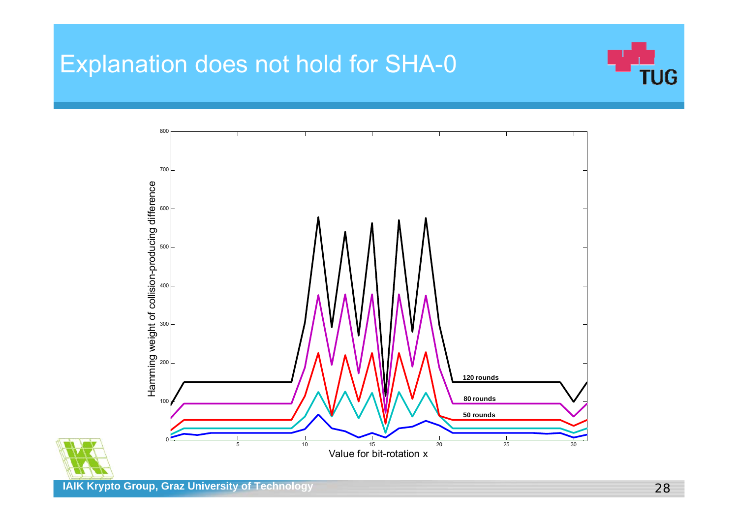# Explanation does not hold for SHA-0

Hamming weight of collision-producing difference

Value for bit-rotation x

120 rounds

80 rounds

50 rounds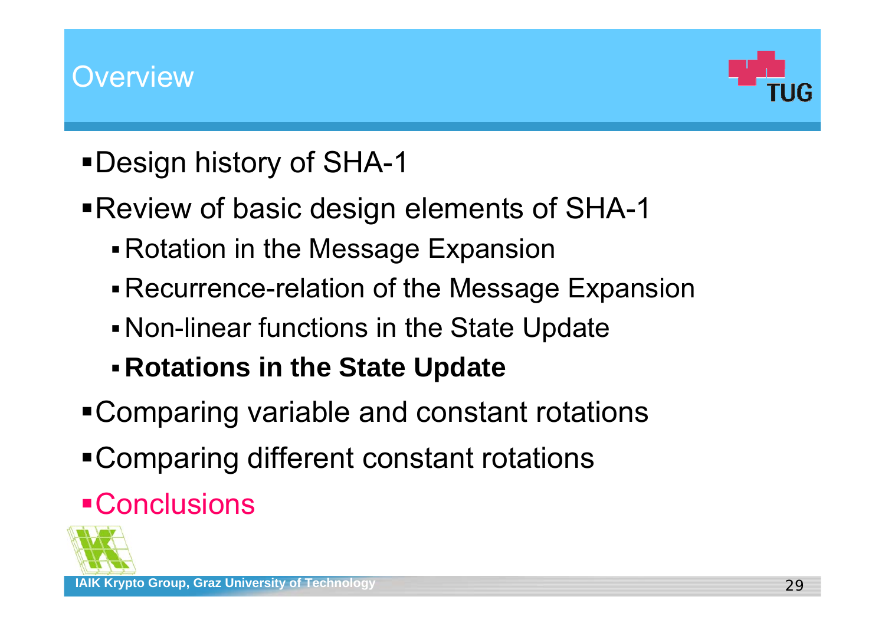# Overview

- Design history of SHA-1
- Review of basic design elements of SHA-1
  - Rotation in the Message Expansion
  - Recurrence-relation of the Message Expansion
  - Non-linear functions in the State Update
  - **Rotations in the State Update**
- Comparing variable and constant rotations
- Comparing different constant rotations
- Conclusions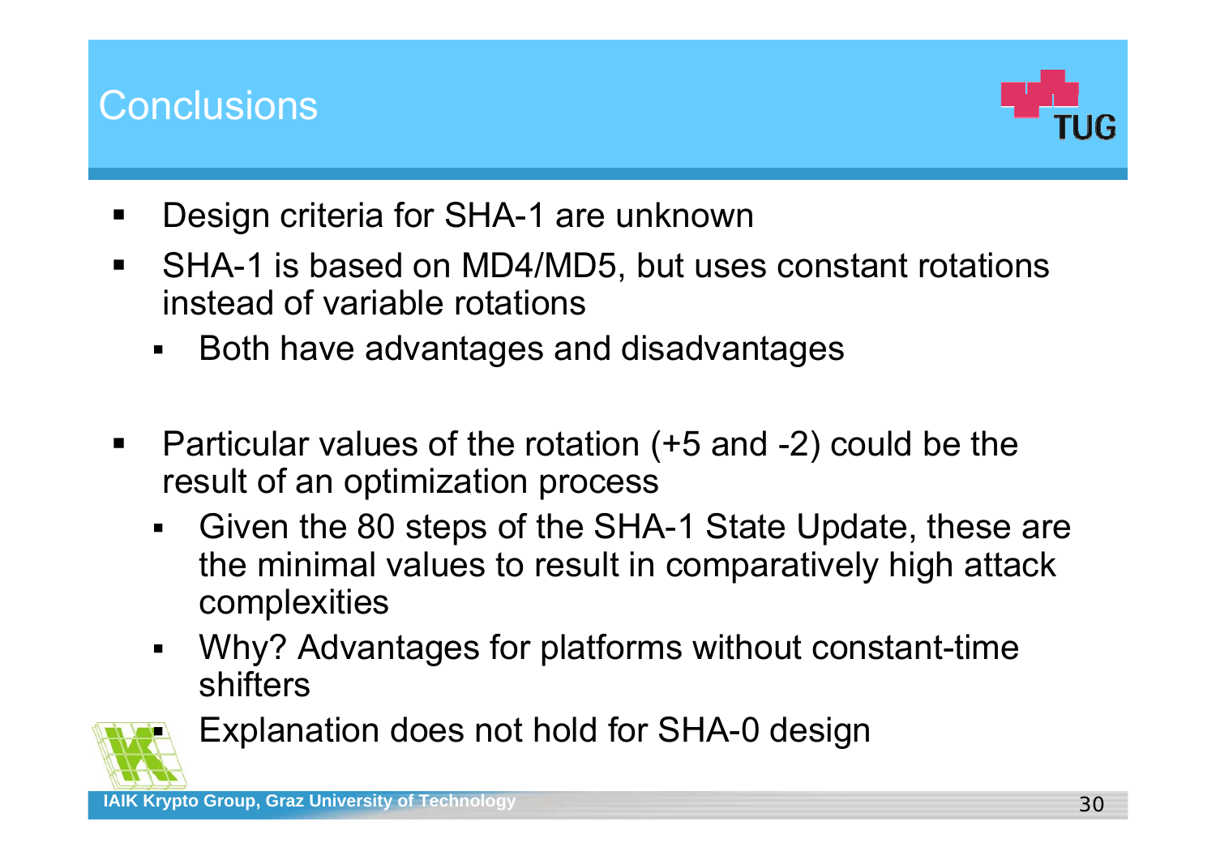# Conclusions

- Design criteria for SHA-1 are unknown
- SHA-1 is based on MD4/MD5, but uses constant rotations instead of variable rotations
  - Both have advantages and disadvantages

- Particular values of the rotation (+5 and -2) could be the result of an optimization process
  - Given the 80 steps of the SHA-1 State Update, these are the minimal values to result in comparatively high attack complexities
  - Why? Advantages for platforms without constant-time shifters
  - Explanation does not hold for SHA-0 design